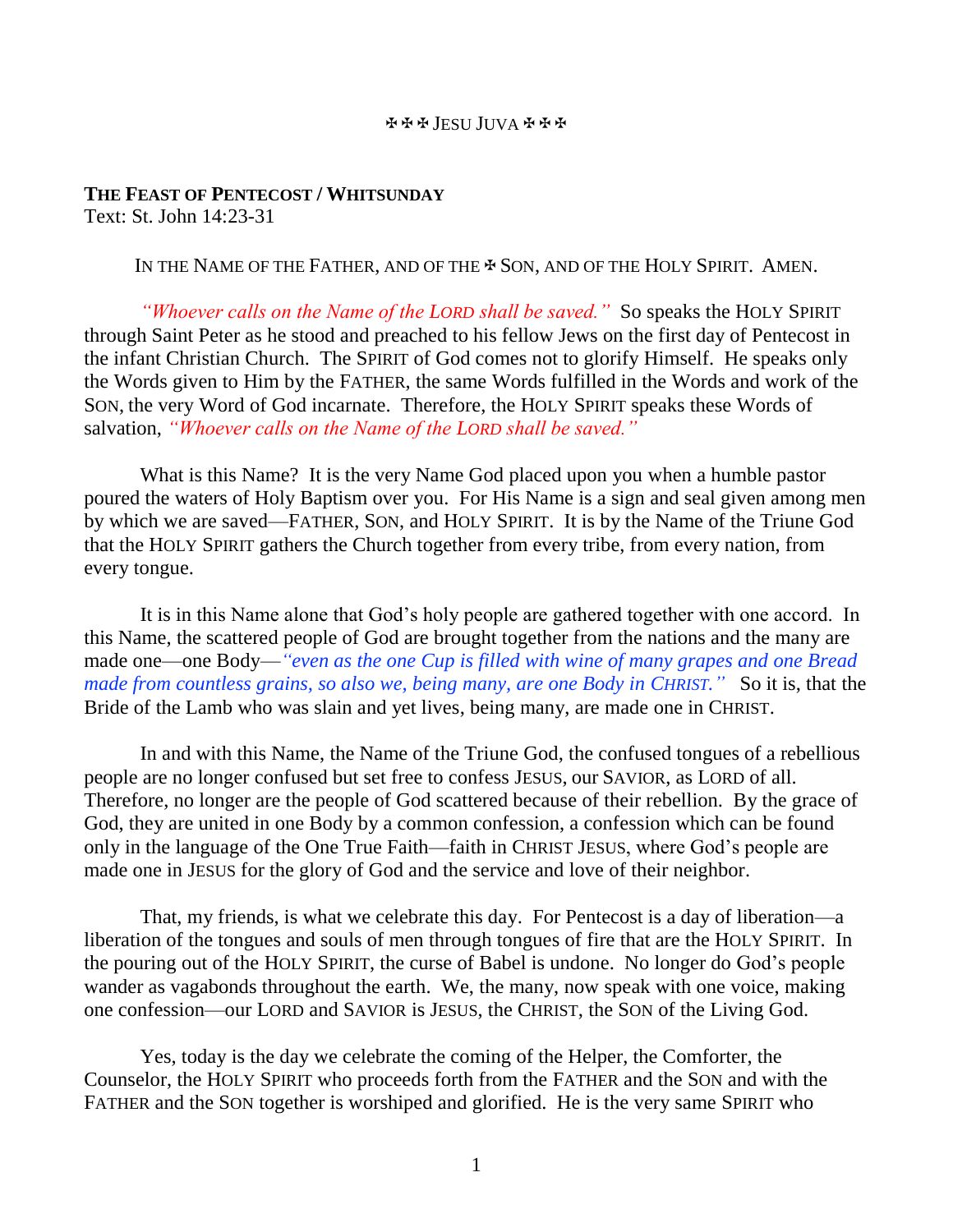✠ ✠ ✠ JESU JUVA ✠ ✠ ✠

**THE FEAST OF PENTECOST / WHITSUNDAY**
Text: St. John 14:23-31

IN THE NAME OF THE FATHER, AND OF THE ✠ SON, AND OF THE HOLY SPIRIT. AMEN.

*"Whoever calls on the Name of the LORD shall be saved."* So speaks the HOLY SPIRIT through Saint Peter as he stood and preached to his fellow Jews on the first day of Pentecost in the infant Christian Church. The SPIRIT of God comes not to glorify Himself. He speaks only the Words given to Him by the FATHER, the same Words fulfilled in the Words and work of the SON, the very Word of God incarnate. Therefore, the HOLY SPIRIT speaks these Words of salvation, *"Whoever calls on the Name of the LORD shall be saved."*

What is this Name? It is the very Name God placed upon you when a humble pastor poured the waters of Holy Baptism over you. For His Name is a sign and seal given among men by which we are saved—FATHER, SON, and HOLY SPIRIT. It is by the Name of the Triune God that the HOLY SPIRIT gathers the Church together from every tribe, from every nation, from every tongue.

It is in this Name alone that God's holy people are gathered together with one accord. In this Name, the scattered people of God are brought together from the nations and the many are made one—one Body—*"even as the one Cup is filled with wine of many grapes and one Bread made from countless grains, so also we, being many, are one Body in CHRIST."* So it is, that the Bride of the Lamb who was slain and yet lives, being many, are made one in CHRIST.

In and with this Name, the Name of the Triune God, the confused tongues of a rebellious people are no longer confused but set free to confess JESUS, our SAVIOR, as LORD of all. Therefore, no longer are the people of God scattered because of their rebellion. By the grace of God, they are united in one Body by a common confession, a confession which can be found only in the language of the One True Faith—faith in CHRIST JESUS, where God's people are made one in JESUS for the glory of God and the service and love of their neighbor.

That, my friends, is what we celebrate this day. For Pentecost is a day of liberation—a liberation of the tongues and souls of men through tongues of fire that are the HOLY SPIRIT. In the pouring out of the HOLY SPIRIT, the curse of Babel is undone. No longer do God's people wander as vagabonds throughout the earth. We, the many, now speak with one voice, making one confession—our LORD and SAVIOR is JESUS, the CHRIST, the SON of the Living God.

Yes, today is the day we celebrate the coming of the Helper, the Comforter, the Counselor, the HOLY SPIRIT who proceeds forth from the FATHER and the SON and with the FATHER and the SON together is worshiped and glorified. He is the very same SPIRIT who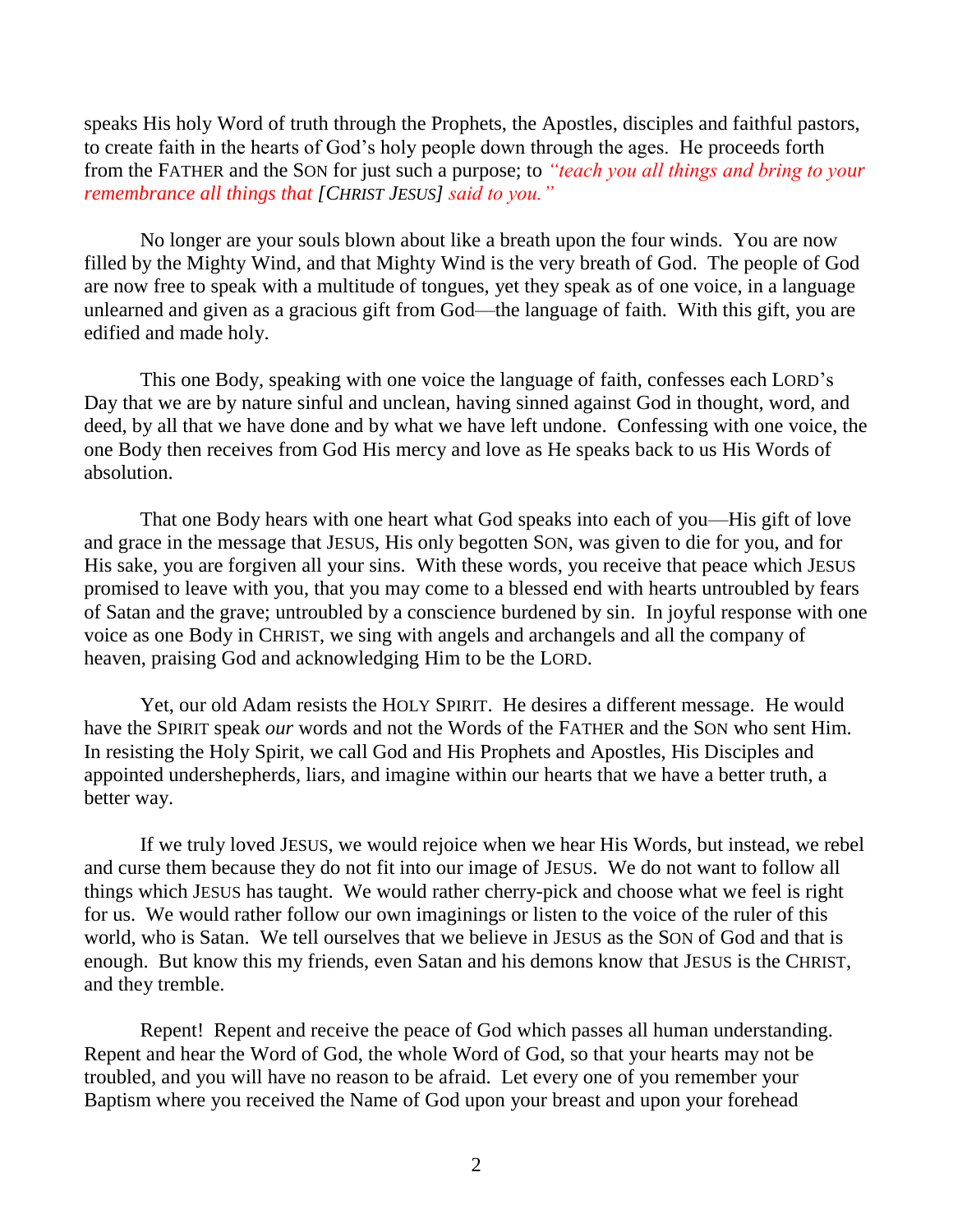speaks His holy Word of truth through the Prophets, the Apostles, disciples and faithful pastors, to create faith in the hearts of God's holy people down through the ages. He proceeds forth from the FATHER and the SON for just such a purpose; to *"teach you all things and bring to your remembrance all things that [CHRIST JESUS] said to you."*

No longer are your souls blown about like a breath upon the four winds. You are now filled by the Mighty Wind, and that Mighty Wind is the very breath of God. The people of God are now free to speak with a multitude of tongues, yet they speak as of one voice, in a language unlearned and given as a gracious gift from God—the language of faith. With this gift, you are edified and made holy.

This one Body, speaking with one voice the language of faith, confesses each LORD's Day that we are by nature sinful and unclean, having sinned against God in thought, word, and deed, by all that we have done and by what we have left undone. Confessing with one voice, the one Body then receives from God His mercy and love as He speaks back to us His Words of absolution.

That one Body hears with one heart what God speaks into each of you—His gift of love and grace in the message that JESUS, His only begotten SON, was given to die for you, and for His sake, you are forgiven all your sins. With these words, you receive that peace which JESUS promised to leave with you, that you may come to a blessed end with hearts untroubled by fears of Satan and the grave; untroubled by a conscience burdened by sin. In joyful response with one voice as one Body in CHRIST, we sing with angels and archangels and all the company of heaven, praising God and acknowledging Him to be the LORD.

Yet, our old Adam resists the HOLY SPIRIT. He desires a different message. He would have the SPIRIT speak *our* words and not the Words of the FATHER and the SON who sent Him. In resisting the Holy Spirit, we call God and His Prophets and Apostles, His Disciples and appointed undershepherds, liars, and imagine within our hearts that we have a better truth, a better way.

If we truly loved JESUS, we would rejoice when we hear His Words, but instead, we rebel and curse them because they do not fit into our image of JESUS. We do not want to follow all things which JESUS has taught. We would rather cherry-pick and choose what we feel is right for us. We would rather follow our own imaginings or listen to the voice of the ruler of this world, who is Satan. We tell ourselves that we believe in JESUS as the SON of God and that is enough. But know this my friends, even Satan and his demons know that JESUS is the CHRIST, and they tremble.

Repent! Repent and receive the peace of God which passes all human understanding. Repent and hear the Word of God, the whole Word of God, so that your hearts may not be troubled, and you will have no reason to be afraid. Let every one of you remember your Baptism where you received the Name of God upon your breast and upon your forehead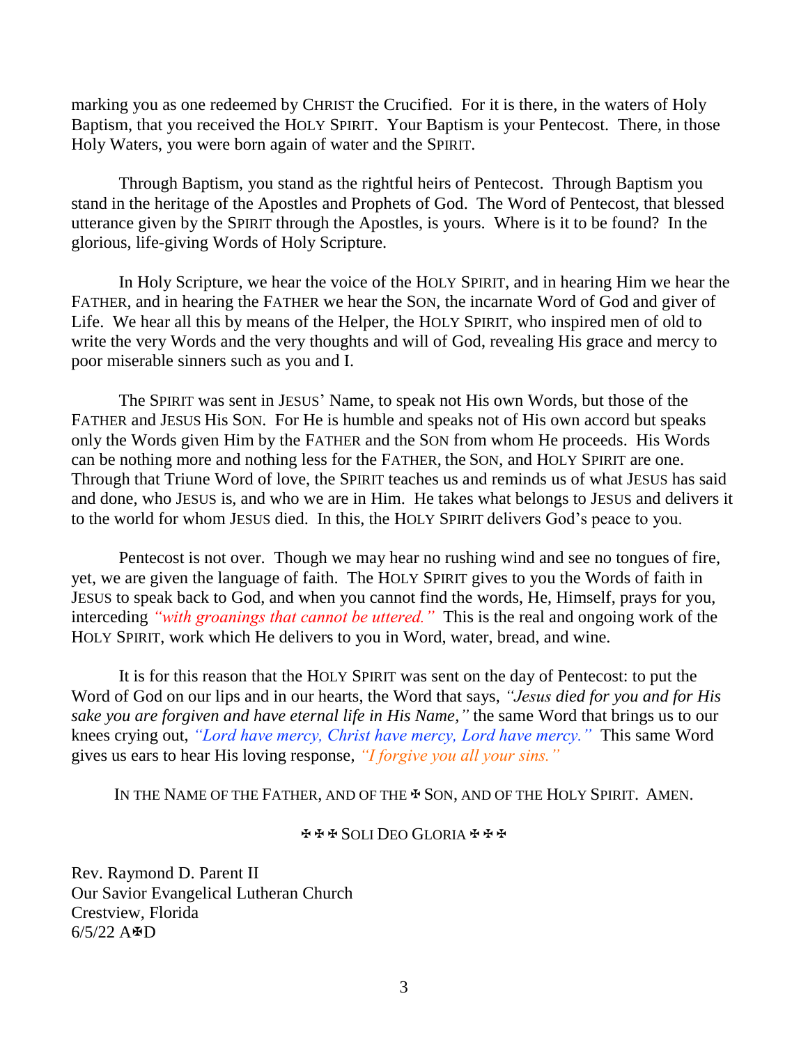marking you as one redeemed by CHRIST the Crucified. For it is there, in the waters of Holy Baptism, that you received the HOLY SPIRIT. Your Baptism is your Pentecost. There, in those Holy Waters, you were born again of water and the SPIRIT.

Through Baptism, you stand as the rightful heirs of Pentecost. Through Baptism you stand in the heritage of the Apostles and Prophets of God. The Word of Pentecost, that blessed utterance given by the SPIRIT through the Apostles, is yours. Where is it to be found? In the glorious, life-giving Words of Holy Scripture.

In Holy Scripture, we hear the voice of the HOLY SPIRIT, and in hearing Him we hear the FATHER, and in hearing the FATHER we hear the SON, the incarnate Word of God and giver of Life. We hear all this by means of the Helper, the HOLY SPIRIT, who inspired men of old to write the very Words and the very thoughts and will of God, revealing His grace and mercy to poor miserable sinners such as you and I.

The SPIRIT was sent in JESUS' Name, to speak not His own Words, but those of the FATHER and JESUS His SON. For He is humble and speaks not of His own accord but speaks only the Words given Him by the FATHER and the SON from whom He proceeds. His Words can be nothing more and nothing less for the FATHER, the SON, and HOLY SPIRIT are one. Through that Triune Word of love, the SPIRIT teaches us and reminds us of what JESUS has said and done, who JESUS is, and who we are in Him. He takes what belongs to JESUS and delivers it to the world for whom JESUS died. In this, the HOLY SPIRIT delivers God's peace to you.

Pentecost is not over. Though we may hear no rushing wind and see no tongues of fire, yet, we are given the language of faith. The HOLY SPIRIT gives to you the Words of faith in JESUS to speak back to God, and when you cannot find the words, He, Himself, prays for you, interceding *"with groanings that cannot be uttered."* This is the real and ongoing work of the HOLY SPIRIT, work which He delivers to you in Word, water, bread, and wine.

It is for this reason that the HOLY SPIRIT was sent on the day of Pentecost: to put the Word of God on our lips and in our hearts, the Word that says, *"Jesus died for you and for His sake you are forgiven and have eternal life in His Name,"* the same Word that brings us to our knees crying out, *"Lord have mercy, Christ have mercy, Lord have mercy."* This same Word gives us ears to hear His loving response, *"I forgive you all your sins."*

IN THE NAME OF THE FATHER, AND OF THE ✠ SON, AND OF THE HOLY SPIRIT. AMEN.

✠ ✠ ✠ SOLI DEO GLORIA ✠ ✠ ✠

Rev. Raymond D. Parent II
Our Savior Evangelical Lutheran Church
Crestview, Florida
6/5/22 A✠D